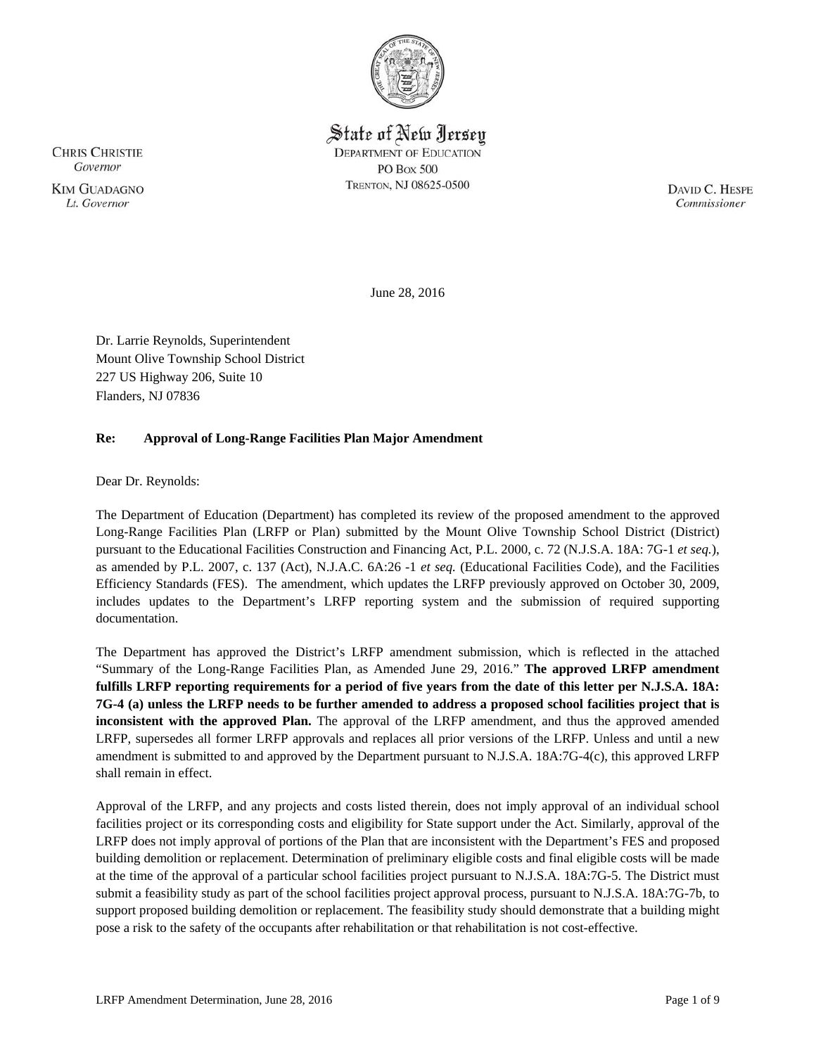State of New Jersey
DEPARTMENT OF EDUCATION
PO BOX 500
TRENTON, NJ 08625-0500

CHRIS CHRISTIE
*Governor*

KIM GUADAGNO
*Lt. Governor*

DAVID C. HESPE
*Commissioner*

June 28, 2016

Dr. Larrie Reynolds, Superintendent
Mount Olive Township School District
227 US Highway 206, Suite 10
Flanders, NJ 07836

**Re: Approval of Long-Range Facilities Plan Major Amendment**

Dear Dr. Reynolds:

The Department of Education (Department) has completed its review of the proposed amendment to the approved Long-Range Facilities Plan (LRFP or Plan) submitted by the Mount Olive Township School District (District) pursuant to the Educational Facilities Construction and Financing Act, P.L. 2000, c. 72 (N.J.S.A. 18A: 7G-1 *et seq.*), as amended by P.L. 2007, c. 137 (Act), N.J.A.C. 6A:26 -1 *et seq.* (Educational Facilities Code), and the Facilities Efficiency Standards (FES). The amendment, which updates the LRFP previously approved on October 30, 2009, includes updates to the Department's LRFP reporting system and the submission of required supporting documentation.

The Department has approved the District's LRFP amendment submission, which is reflected in the attached "Summary of the Long-Range Facilities Plan, as Amended June 29, 2016." **The approved LRFP amendment fulfills LRFP reporting requirements for a period of five years from the date of this letter per N.J.S.A. 18A: 7G-4 (a) unless the LRFP needs to be further amended to address a proposed school facilities project that is inconsistent with the approved Plan.** The approval of the LRFP amendment, and thus the approved amended LRFP, supersedes all former LRFP approvals and replaces all prior versions of the LRFP. Unless and until a new amendment is submitted to and approved by the Department pursuant to N.J.S.A. 18A:7G-4(c), this approved LRFP shall remain in effect.

Approval of the LRFP, and any projects and costs listed therein, does not imply approval of an individual school facilities project or its corresponding costs and eligibility for State support under the Act. Similarly, approval of the LRFP does not imply approval of portions of the Plan that are inconsistent with the Department's FES and proposed building demolition or replacement. Determination of preliminary eligible costs and final eligible costs will be made at the time of the approval of a particular school facilities project pursuant to N.J.S.A. 18A:7G-5. The District must submit a feasibility study as part of the school facilities project approval process, pursuant to N.J.S.A. 18A:7G-7b, to support proposed building demolition or replacement. The feasibility study should demonstrate that a building might pose a risk to the safety of the occupants after rehabilitation or that rehabilitation is not cost-effective.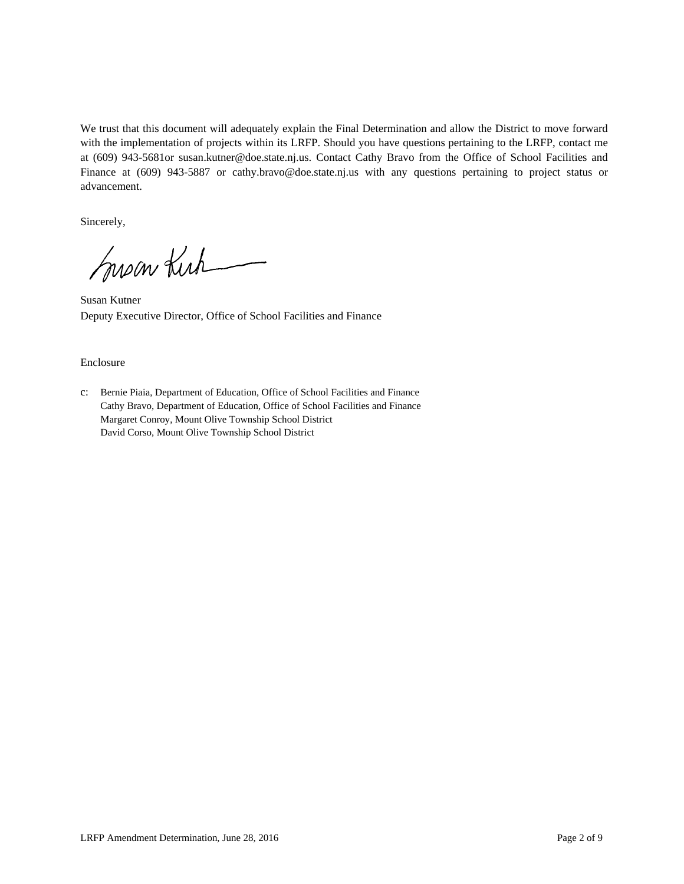We trust that this document will adequately explain the Final Determination and allow the District to move forward with the implementation of projects within its LRFP. Should you have questions pertaining to the LRFP, contact me at (609) 943-5681or susan.kutner@doe.state.nj.us. Contact Cathy Bravo from the Office of School Facilities and Finance at (609) 943-5887 or cathy.bravo@doe.state.nj.us with any questions pertaining to project status or advancement.

Sincerely,

Susan Kutner
Deputy Executive Director, Office of School Facilities and Finance

Enclosure

c: Bernie Piaia, Department of Education, Office of School Facilities and Finance
Cathy Bravo, Department of Education, Office of School Facilities and Finance
Margaret Conroy, Mount Olive Township School District
David Corso, Mount Olive Township School District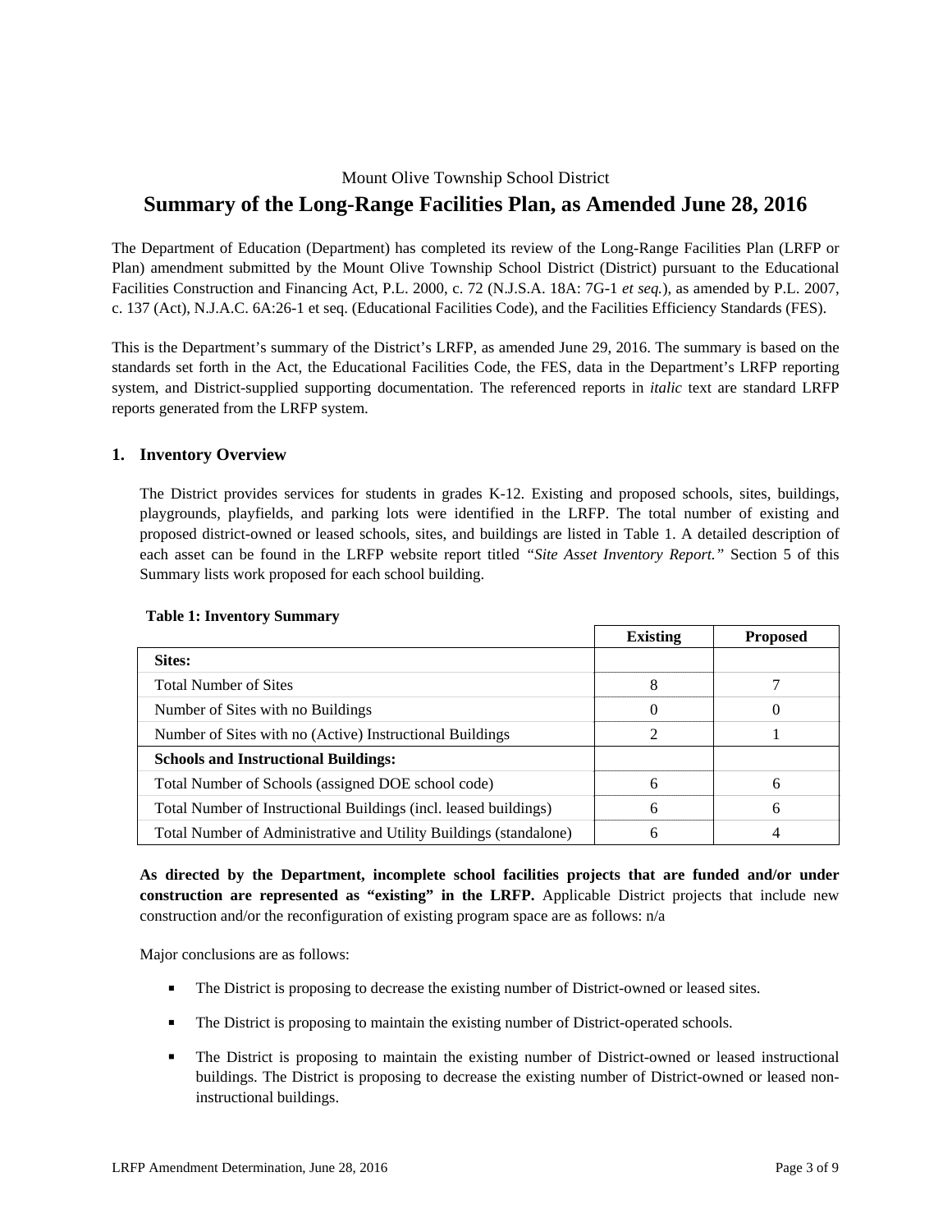Mount Olive Township School District

# Summary of the Long-Range Facilities Plan, as Amended June 28, 2016

The Department of Education (Department) has completed its review of the Long-Range Facilities Plan (LRFP or Plan) amendment submitted by the Mount Olive Township School District (District) pursuant to the Educational Facilities Construction and Financing Act, P.L. 2000, c. 72 (N.J.S.A. 18A: 7G-1 *et seq.*), as amended by P.L. 2007, c. 137 (Act), N.J.A.C. 6A:26-1 et seq. (Educational Facilities Code), and the Facilities Efficiency Standards (FES).

This is the Department's summary of the District's LRFP, as amended June 29, 2016. The summary is based on the standards set forth in the Act, the Educational Facilities Code, the FES, data in the Department's LRFP reporting system, and District-supplied supporting documentation. The referenced reports in *italic* text are standard LRFP reports generated from the LRFP system.

## 1. Inventory Overview

The District provides services for students in grades K-12. Existing and proposed schools, sites, buildings, playgrounds, playfields, and parking lots were identified in the LRFP. The total number of existing and proposed district-owned or leased schools, sites, and buildings are listed in Table 1. A detailed description of each asset can be found in the LRFP website report titled *"Site Asset Inventory Report."* Section 5 of this Summary lists work proposed for each school building.

**Table 1: Inventory Summary**

| | Existing | Proposed |
|---|---|---|
| **Sites:** | | |
| Total Number of Sites | 8 | 7 |
| Number of Sites with no Buildings | 0 | 0 |
| Number of Sites with no (Active) Instructional Buildings | 2 | 1 |
| **Schools and Instructional Buildings:** | | |
| Total Number of Schools (assigned DOE school code) | 6 | 6 |
| Total Number of Instructional Buildings (incl. leased buildings) | 6 | 6 |
| Total Number of Administrative and Utility Buildings (standalone) | 6 | 4 |

**As directed by the Department, incomplete school facilities projects that are funded and/or under construction are represented as "existing" in the LRFP.** Applicable District projects that include new construction and/or the reconfiguration of existing program space are as follows: n/a

Major conclusions are as follows:

- The District is proposing to decrease the existing number of District-owned or leased sites.
- The District is proposing to maintain the existing number of District-operated schools.
- The District is proposing to maintain the existing number of District-owned or leased instructional buildings. The District is proposing to decrease the existing number of District-owned or leased non-instructional buildings.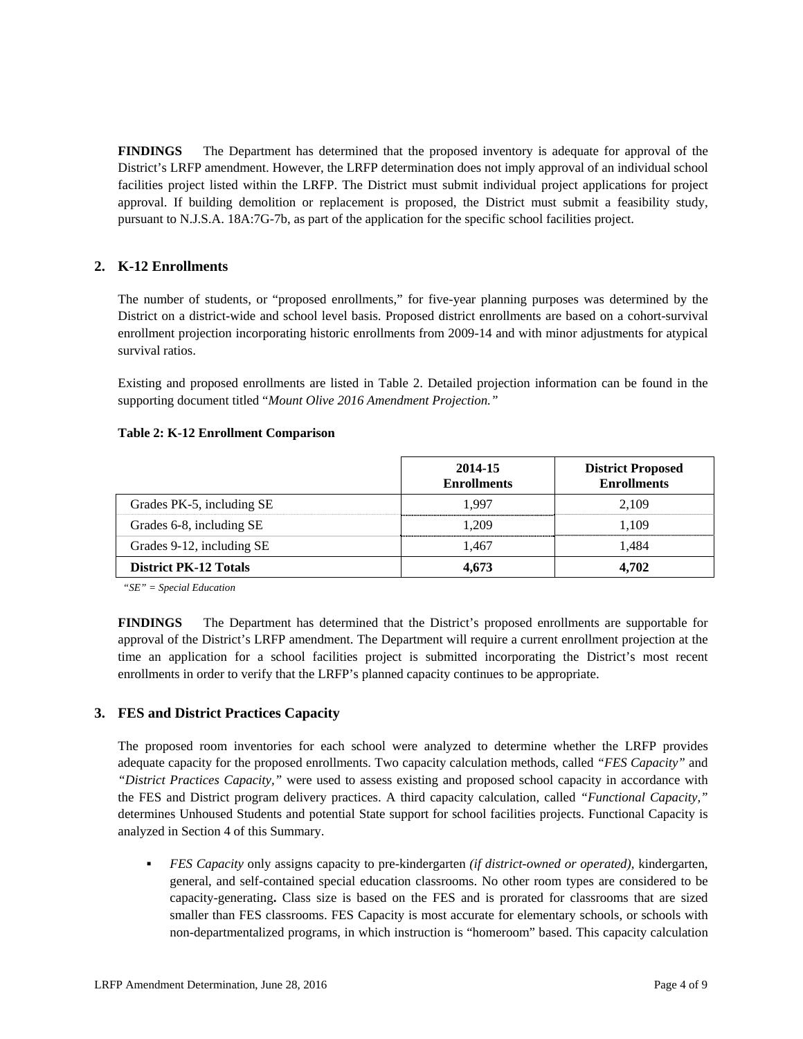**FINDINGS** The Department has determined that the proposed inventory is adequate for approval of the District's LRFP amendment. However, the LRFP determination does not imply approval of an individual school facilities project listed within the LRFP. The District must submit individual project applications for project approval. If building demolition or replacement is proposed, the District must submit a feasibility study, pursuant to N.J.S.A. 18A:7G-7b, as part of the application for the specific school facilities project.

## 2. K-12 Enrollments

The number of students, or "proposed enrollments," for five-year planning purposes was determined by the District on a district-wide and school level basis. Proposed district enrollments are based on a cohort-survival enrollment projection incorporating historic enrollments from 2009-14 and with minor adjustments for atypical survival ratios.

Existing and proposed enrollments are listed in Table 2. Detailed projection information can be found in the supporting document titled "*Mount Olive 2016 Amendment Projection.*"

**Table 2: K-12 Enrollment Comparison**

| | 2014-15 Enrollments | District Proposed Enrollments |
|---|---|---|
| Grades PK-5, including SE | 1,997 | 2,109 |
| Grades 6-8, including SE | 1,209 | 1,109 |
| Grades 9-12, including SE | 1,467 | 1,484 |
| **District PK-12 Totals** | **4,673** | **4,702** |

*"SE" = Special Education*

**FINDINGS** The Department has determined that the District's proposed enrollments are supportable for approval of the District's LRFP amendment. The Department will require a current enrollment projection at the time an application for a school facilities project is submitted incorporating the District's most recent enrollments in order to verify that the LRFP's planned capacity continues to be appropriate.

## 3. FES and District Practices Capacity

The proposed room inventories for each school were analyzed to determine whether the LRFP provides adequate capacity for the proposed enrollments. Two capacity calculation methods, called *"FES Capacity"* and *"District Practices Capacity,"* were used to assess existing and proposed school capacity in accordance with the FES and District program delivery practices. A third capacity calculation, called *"Functional Capacity,"* determines Unhoused Students and potential State support for school facilities projects. Functional Capacity is analyzed in Section 4 of this Summary.

- *FES Capacity* only assigns capacity to pre-kindergarten *(if district-owned or operated),* kindergarten, general, and self-contained special education classrooms. No other room types are considered to be capacity-generating**.** Class size is based on the FES and is prorated for classrooms that are sized smaller than FES classrooms. FES Capacity is most accurate for elementary schools, or schools with non-departmentalized programs, in which instruction is "homeroom" based. This capacity calculation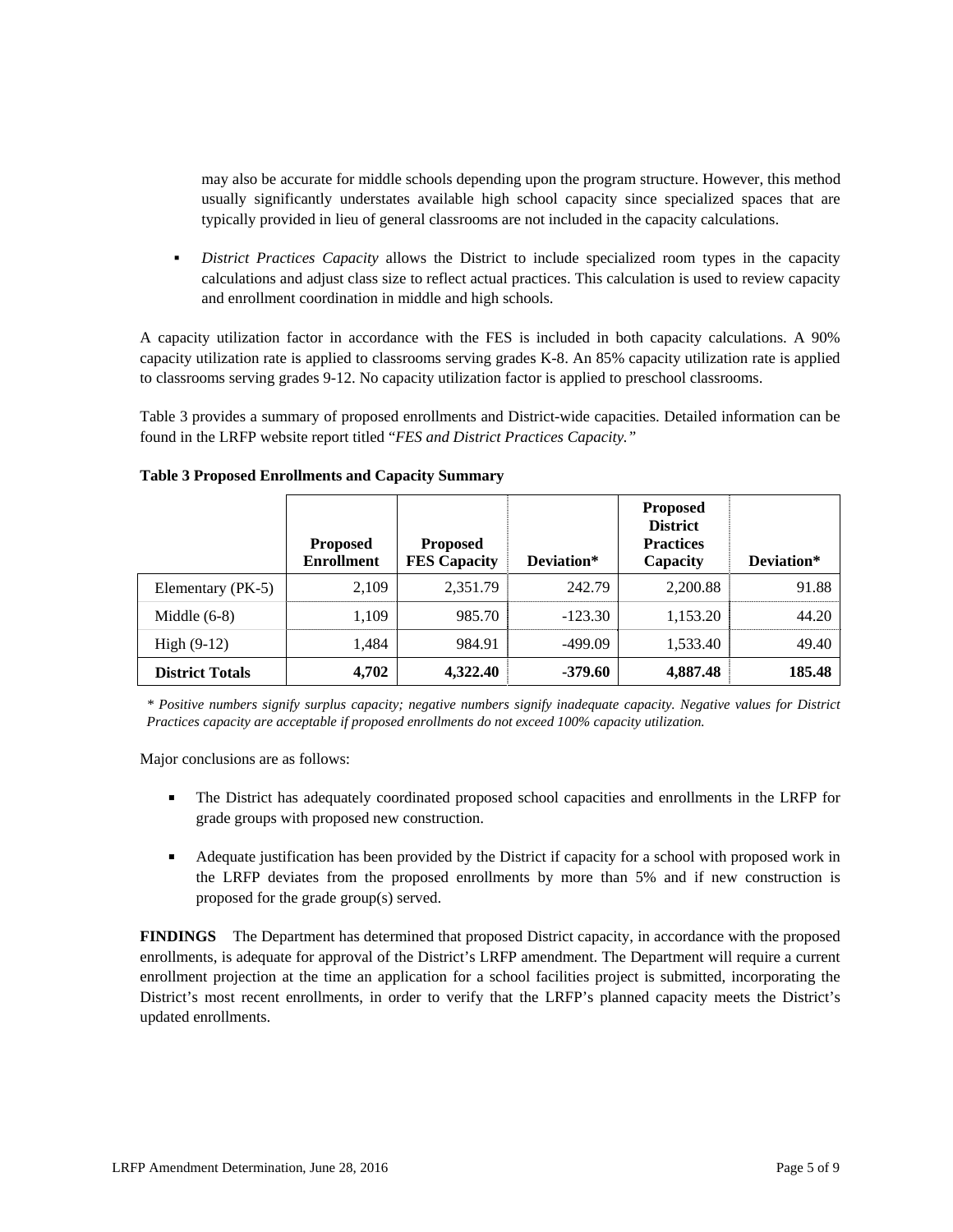may also be accurate for middle schools depending upon the program structure. However, this method usually significantly understates available high school capacity since specialized spaces that are typically provided in lieu of general classrooms are not included in the capacity calculations.

- *District Practices Capacity* allows the District to include specialized room types in the capacity calculations and adjust class size to reflect actual practices. This calculation is used to review capacity and enrollment coordination in middle and high schools.

A capacity utilization factor in accordance with the FES is included in both capacity calculations. A 90% capacity utilization rate is applied to classrooms serving grades K-8. An 85% capacity utilization rate is applied to classrooms serving grades 9-12. No capacity utilization factor is applied to preschool classrooms.

Table 3 provides a summary of proposed enrollments and District-wide capacities. Detailed information can be found in the LRFP website report titled "*FES and District Practices Capacity.*"

**Table 3 Proposed Enrollments and Capacity Summary**

| | Proposed Enrollment | Proposed FES Capacity | Deviation* | Proposed District Practices Capacity | Deviation* |
|---|---|---|---|---|---|
| Elementary (PK-5) | 2,109 | 2,351.79 | 242.79 | 2,200.88 | 91.88 |
| Middle (6-8) | 1,109 | 985.70 | -123.30 | 1,153.20 | 44.20 |
| High (9-12) | 1,484 | 984.91 | -499.09 | 1,533.40 | 49.40 |
| **District Totals** | **4,702** | **4,322.40** | **-379.60** | **4,887.48** | **185.48** |

*\* Positive numbers signify surplus capacity; negative numbers signify inadequate capacity. Negative values for District Practices capacity are acceptable if proposed enrollments do not exceed 100% capacity utilization.*

Major conclusions are as follows:

- The District has adequately coordinated proposed school capacities and enrollments in the LRFP for grade groups with proposed new construction.
- Adequate justification has been provided by the District if capacity for a school with proposed work in the LRFP deviates from the proposed enrollments by more than 5% and if new construction is proposed for the grade group(s) served.

**FINDINGS** The Department has determined that proposed District capacity, in accordance with the proposed enrollments, is adequate for approval of the District's LRFP amendment. The Department will require a current enrollment projection at the time an application for a school facilities project is submitted, incorporating the District's most recent enrollments, in order to verify that the LRFP's planned capacity meets the District's updated enrollments.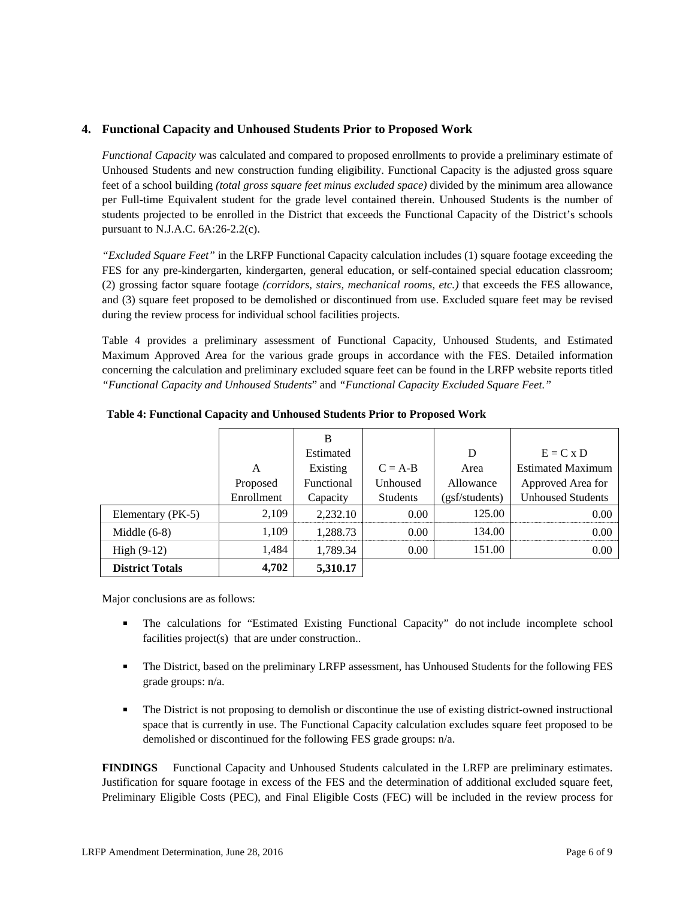## 4. Functional Capacity and Unhoused Students Prior to Proposed Work

*Functional Capacity* was calculated and compared to proposed enrollments to provide a preliminary estimate of Unhoused Students and new construction funding eligibility. Functional Capacity is the adjusted gross square feet of a school building *(total gross square feet minus excluded space)* divided by the minimum area allowance per Full-time Equivalent student for the grade level contained therein. Unhoused Students is the number of students projected to be enrolled in the District that exceeds the Functional Capacity of the District's schools pursuant to N.J.A.C. 6A:26-2.2(c).

*"Excluded Square Feet"* in the LRFP Functional Capacity calculation includes (1) square footage exceeding the FES for any pre-kindergarten, kindergarten, general education, or self-contained special education classroom; (2) grossing factor square footage *(corridors, stairs, mechanical rooms, etc.)* that exceeds the FES allowance, and (3) square feet proposed to be demolished or discontinued from use. Excluded square feet may be revised during the review process for individual school facilities projects.

Table 4 provides a preliminary assessment of Functional Capacity, Unhoused Students, and Estimated Maximum Approved Area for the various grade groups in accordance with the FES. Detailed information concerning the calculation and preliminary excluded square feet can be found in the LRFP website reports titled *"Functional Capacity and Unhoused Students"* and *"Functional Capacity Excluded Square Feet."*

**Table 4: Functional Capacity and Unhoused Students Prior to Proposed Work**

| | A Proposed Enrollment | B Estimated Existing Functional Capacity | C = A-B Unhoused Students | D Area Allowance (gsf/students) | E = C x D Estimated Maximum Approved Area for Unhoused Students |
|---|---|---|---|---|---|
| Elementary (PK-5) | 2,109 | 2,232.10 | 0.00 | 125.00 | 0.00 |
| Middle (6-8) | 1,109 | 1,288.73 | 0.00 | 134.00 | 0.00 |
| High (9-12) | 1,484 | 1,789.34 | 0.00 | 151.00 | 0.00 |
| **District Totals** | **4,702** | **5,310.17** | | | |

Major conclusions are as follows:

- The calculations for "Estimated Existing Functional Capacity" do not include incomplete school facilities project(s) that are under construction..
- The District, based on the preliminary LRFP assessment, has Unhoused Students for the following FES grade groups: n/a.
- The District is not proposing to demolish or discontinue the use of existing district-owned instructional space that is currently in use. The Functional Capacity calculation excludes square feet proposed to be demolished or discontinued for the following FES grade groups: n/a.

**FINDINGS** Functional Capacity and Unhoused Students calculated in the LRFP are preliminary estimates. Justification for square footage in excess of the FES and the determination of additional excluded square feet, Preliminary Eligible Costs (PEC), and Final Eligible Costs (FEC) will be included in the review process for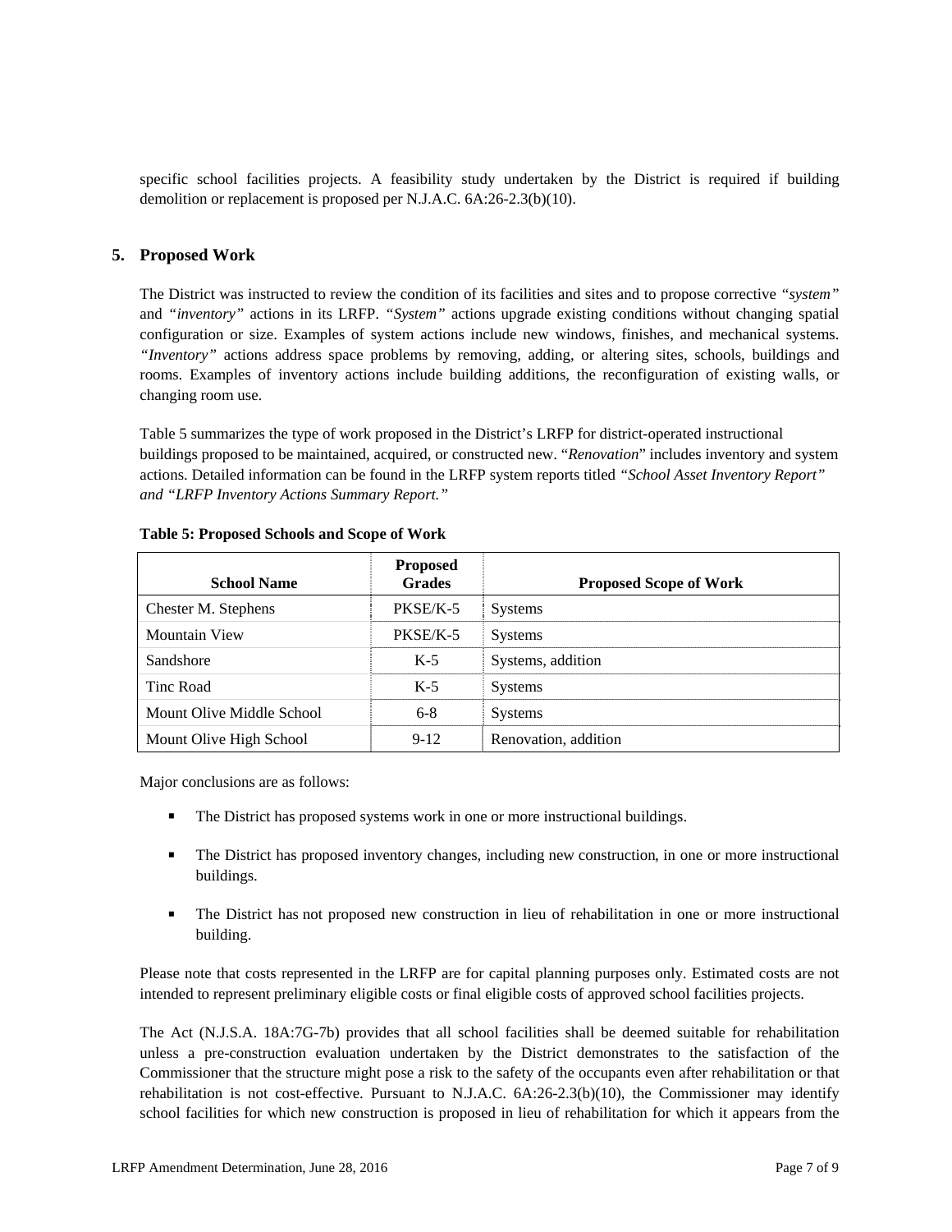specific school facilities projects. A feasibility study undertaken by the District is required if building demolition or replacement is proposed per N.J.A.C. 6A:26-2.3(b)(10).

## 5. Proposed Work

The District was instructed to review the condition of its facilities and sites and to propose corrective *"system"* and *"inventory"* actions in its LRFP. *"System"* actions upgrade existing conditions without changing spatial configuration or size. Examples of system actions include new windows, finishes, and mechanical systems. *"Inventory"* actions address space problems by removing, adding, or altering sites, schools, buildings and rooms. Examples of inventory actions include building additions, the reconfiguration of existing walls, or changing room use.

Table 5 summarizes the type of work proposed in the District's LRFP for district-operated instructional buildings proposed to be maintained, acquired, or constructed new. "*Renovation*" includes inventory and system actions. Detailed information can be found in the LRFP system reports titled *"School Asset Inventory Report" and "LRFP Inventory Actions Summary Report."*

**Table 5: Proposed Schools and Scope of Work**

| School Name | Proposed Grades | Proposed Scope of Work |
|---|---|---|
| Chester M. Stephens | PKSE/K-5 | Systems |
| Mountain View | PKSE/K-5 | Systems |
| Sandshore | K-5 | Systems, addition |
| Tinc Road | K-5 | Systems |
| Mount Olive Middle School | 6-8 | Systems |
| Mount Olive High School | 9-12 | Renovation, addition |

Major conclusions are as follows:

- The District has proposed systems work in one or more instructional buildings.
- The District has proposed inventory changes, including new construction, in one or more instructional buildings.
- The District has not proposed new construction in lieu of rehabilitation in one or more instructional building.

Please note that costs represented in the LRFP are for capital planning purposes only. Estimated costs are not intended to represent preliminary eligible costs or final eligible costs of approved school facilities projects.

The Act (N.J.S.A. 18A:7G-7b) provides that all school facilities shall be deemed suitable for rehabilitation unless a pre-construction evaluation undertaken by the District demonstrates to the satisfaction of the Commissioner that the structure might pose a risk to the safety of the occupants even after rehabilitation or that rehabilitation is not cost-effective. Pursuant to N.J.A.C. 6A:26-2.3(b)(10), the Commissioner may identify school facilities for which new construction is proposed in lieu of rehabilitation for which it appears from the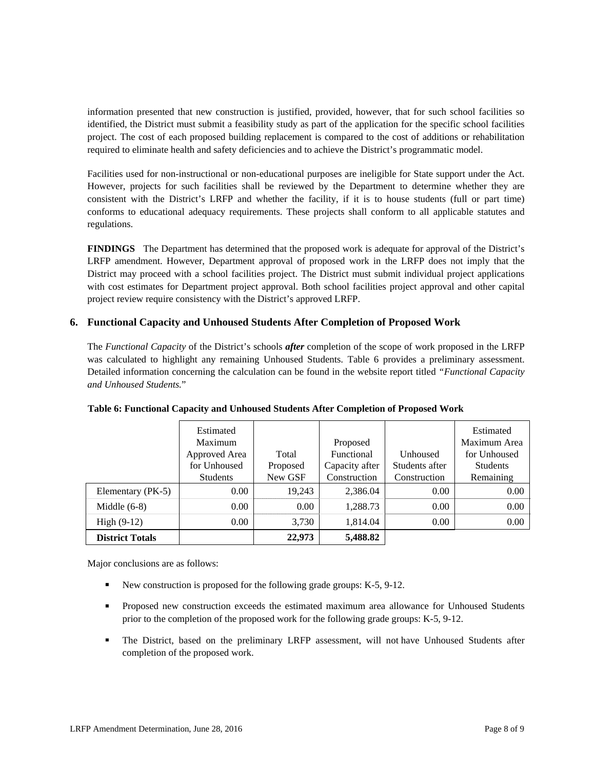information presented that new construction is justified, provided, however, that for such school facilities so identified, the District must submit a feasibility study as part of the application for the specific school facilities project. The cost of each proposed building replacement is compared to the cost of additions or rehabilitation required to eliminate health and safety deficiencies and to achieve the District's programmatic model.

Facilities used for non-instructional or non-educational purposes are ineligible for State support under the Act. However, projects for such facilities shall be reviewed by the Department to determine whether they are consistent with the District's LRFP and whether the facility, if it is to house students (full or part time) conforms to educational adequacy requirements. These projects shall conform to all applicable statutes and regulations.

**FINDINGS** The Department has determined that the proposed work is adequate for approval of the District's LRFP amendment. However, Department approval of proposed work in the LRFP does not imply that the District may proceed with a school facilities project. The District must submit individual project applications with cost estimates for Department project approval. Both school facilities project approval and other capital project review require consistency with the District's approved LRFP.

## 6. Functional Capacity and Unhoused Students After Completion of Proposed Work

The *Functional Capacity* of the District's schools ***after*** completion of the scope of work proposed in the LRFP was calculated to highlight any remaining Unhoused Students. Table 6 provides a preliminary assessment. Detailed information concerning the calculation can be found in the website report titled "*Functional Capacity and Unhoused Students.*"

**Table 6: Functional Capacity and Unhoused Students After Completion of Proposed Work**

| | Estimated Maximum Approved Area for Unhoused Students | Total Proposed New GSF | Proposed Functional Capacity after Construction | Unhoused Students after Construction | Estimated Maximum Area for Unhoused Students Remaining |
|---|---|---|---|---|---|
| Elementary (PK-5) | 0.00 | 19,243 | 2,386.04 | 0.00 | 0.00 |
| Middle (6-8) | 0.00 | 0.00 | 1,288.73 | 0.00 | 0.00 |
| High (9-12) | 0.00 | 3,730 | 1,814.04 | 0.00 | 0.00 |
| **District Totals** | | **22,973** | **5,488.82** | | |

Major conclusions are as follows:

- New construction is proposed for the following grade groups: K-5, 9-12.
- Proposed new construction exceeds the estimated maximum area allowance for Unhoused Students prior to the completion of the proposed work for the following grade groups: K-5, 9-12.
- The District, based on the preliminary LRFP assessment, will not have Unhoused Students after completion of the proposed work.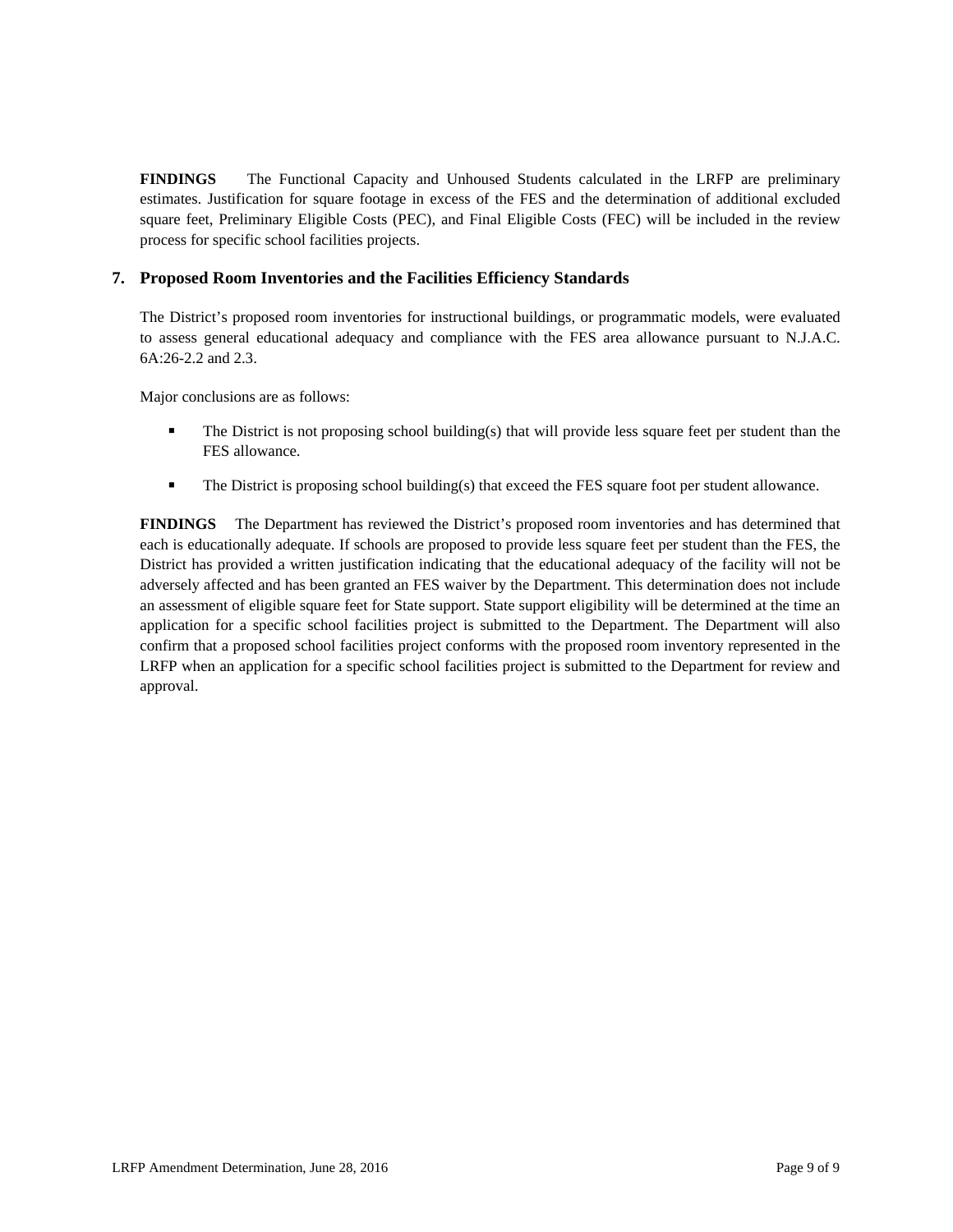**FINDINGS** The Functional Capacity and Unhoused Students calculated in the LRFP are preliminary estimates. Justification for square footage in excess of the FES and the determination of additional excluded square feet, Preliminary Eligible Costs (PEC), and Final Eligible Costs (FEC) will be included in the review process for specific school facilities projects.

## 7. Proposed Room Inventories and the Facilities Efficiency Standards

The District's proposed room inventories for instructional buildings, or programmatic models, were evaluated to assess general educational adequacy and compliance with the FES area allowance pursuant to N.J.A.C. 6A:26-2.2 and 2.3.

Major conclusions are as follows:

- The District is not proposing school building(s) that will provide less square feet per student than the FES allowance.
- The District is proposing school building(s) that exceed the FES square foot per student allowance.

**FINDINGS** The Department has reviewed the District's proposed room inventories and has determined that each is educationally adequate. If schools are proposed to provide less square feet per student than the FES, the District has provided a written justification indicating that the educational adequacy of the facility will not be adversely affected and has been granted an FES waiver by the Department. This determination does not include an assessment of eligible square feet for State support. State support eligibility will be determined at the time an application for a specific school facilities project is submitted to the Department. The Department will also confirm that a proposed school facilities project conforms with the proposed room inventory represented in the LRFP when an application for a specific school facilities project is submitted to the Department for review and approval.